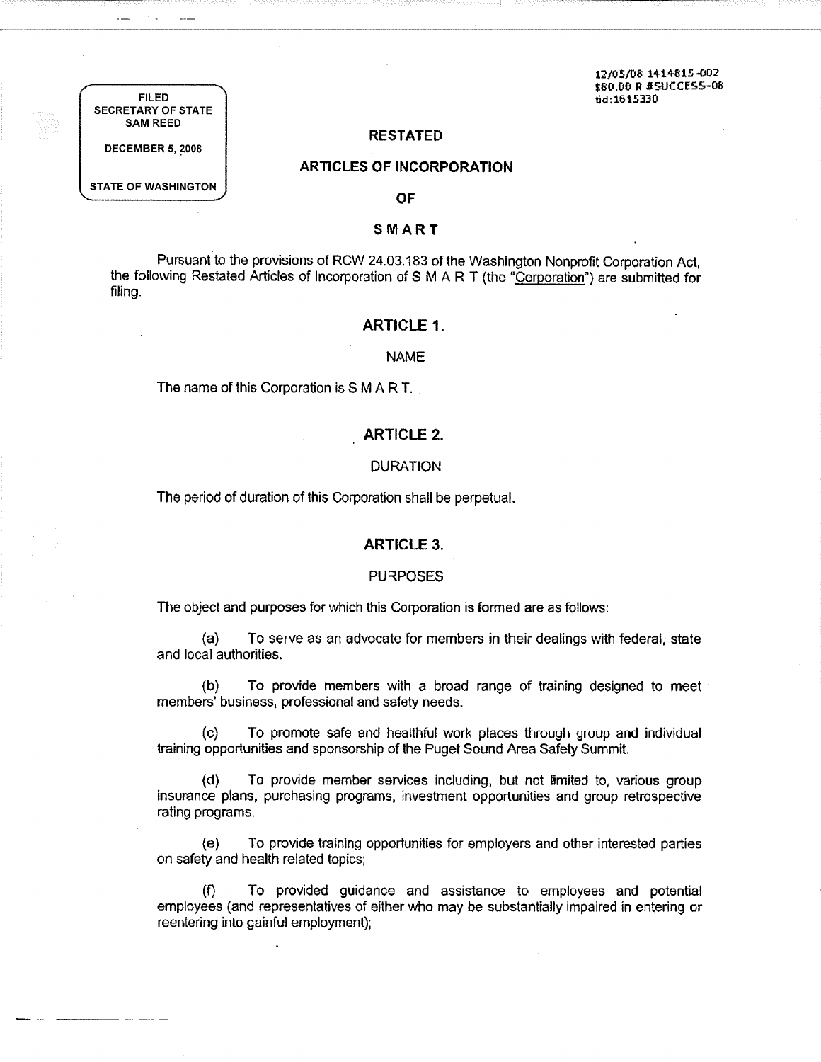FILED
SECRETARY OF STATE
SAM REED

DECEMBER 5, 2008

STATE OF WASHINGTON

12/05/08 1414815-002
$60.00 R #SUCCESS-08
tid:1615330

# RESTATED

# ARTICLES OF INCORPORATION

# OF

# S M A R T

Pursuant to the provisions of RCW 24.03.183 of the Washington Nonprofit Corporation Act, the following Restated Articles of Incorporation of S M A R T (the "Corporation") are submitted for filing.

## ARTICLE 1.

NAME

The name of this Corporation is S M A R T.

## ARTICLE 2.

DURATION

The period of duration of this Corporation shall be perpetual.

## ARTICLE 3.

PURPOSES

The object and purposes for which this Corporation is formed are as follows:

(a) To serve as an advocate for members in their dealings with federal, state and local authorities.

(b) To provide members with a broad range of training designed to meet members' business, professional and safety needs.

(c) To promote safe and healthful work places through group and individual training opportunities and sponsorship of the Puget Sound Area Safety Summit.

(d) To provide member services including, but not limited to, various group insurance plans, purchasing programs, investment opportunities and group retrospective rating programs.

(e) To provide training opportunities for employers and other interested parties on safety and health related topics;

(f) To provided guidance and assistance to employees and potential employees (and representatives of either who may be substantially impaired in entering or reentering into gainful employment);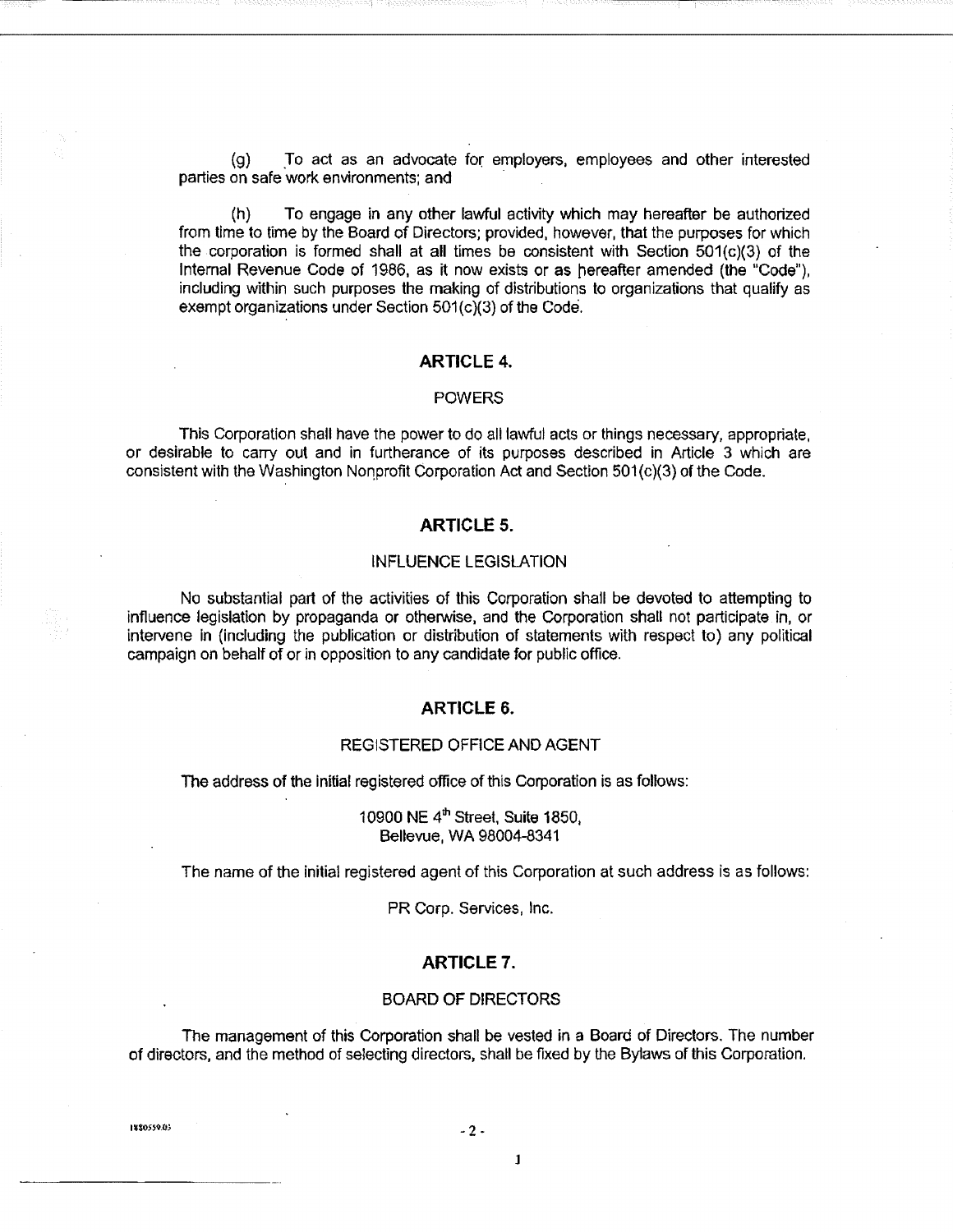(g) To act as an advocate for employers, employees and other interested parties on safe work environments; and

(h) To engage in any other lawful activity which may hereafter be authorized from time to time by the Board of Directors; provided, however, that the purposes for which the corporation is formed shall at all times be consistent with Section 501(c)(3) of the Internal Revenue Code of 1986, as it now exists or as hereafter amended (the "Code"), including within such purposes the making of distributions to organizations that qualify as exempt organizations under Section 501(c)(3) of the Code.

## ARTICLE 4.

### POWERS

This Corporation shall have the power to do all lawful acts or things necessary, appropriate, or desirable to carry out and in furtherance of its purposes described in Article 3 which are consistent with the Washington Nonprofit Corporation Act and Section 501(c)(3) of the Code.

## ARTICLE 5.

### INFLUENCE LEGISLATION

No substantial part of the activities of this Corporation shall be devoted to attempting to influence legislation by propaganda or otherwise, and the Corporation shall not participate in, or intervene in (including the publication or distribution of statements with respect to) any political campaign on behalf of or in opposition to any candidate for public office.

## ARTICLE 6.

### REGISTERED OFFICE AND AGENT

The address of the initial registered office of this Corporation is as follows:

10900 NE 4th Street, Suite 1850,
Bellevue, WA 98004-8341

The name of the initial registered agent of this Corporation at such address is as follows:

PR Corp. Services, Inc.

## ARTICLE 7.

### BOARD OF DIRECTORS

The management of this Corporation shall be vested in a Board of Directors. The number of directors, and the method of selecting directors, shall be fixed by the Bylaws of this Corporation.

1880559.03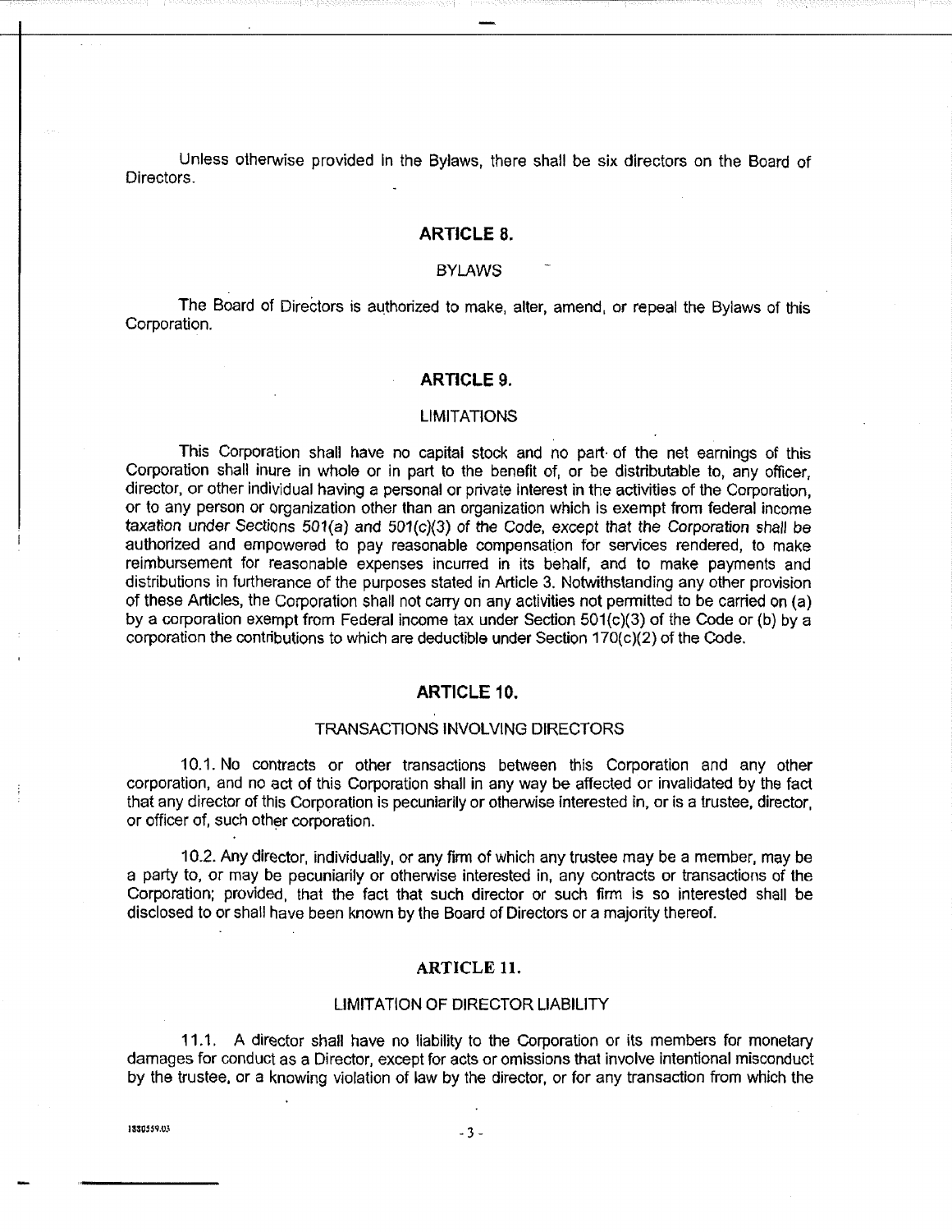Unless otherwise provided in the Bylaws, there shall be six directors on the Board of Directors.

## ARTICLE 8.

### BYLAWS

The Board of Directors is authorized to make, alter, amend, or repeal the Bylaws of this Corporation.

## ARTICLE 9.

### LIMITATIONS

This Corporation shall have no capital stock and no part of the net earnings of this Corporation shall inure in whole or in part to the benefit of, or be distributable to, any officer, director, or other individual having a personal or private interest in the activities of the Corporation, or to any person or organization other than an organization which is exempt from federal income taxation under Sections 501(a) and 501(c)(3) of the Code, except that the Corporation shall be authorized and empowered to pay reasonable compensation for services rendered, to make reimbursement for reasonable expenses incurred in its behalf, and to make payments and distributions in furtherance of the purposes stated in Article 3. Notwithstanding any other provision of these Articles, the Corporation shall not carry on any activities not permitted to be carried on (a) by a corporation exempt from Federal income tax under Section 501(c)(3) of the Code or (b) by a corporation the contributions to which are deductible under Section 170(c)(2) of the Code.

## ARTICLE 10.

### TRANSACTIONS INVOLVING DIRECTORS

10.1. No contracts or other transactions between this Corporation and any other corporation, and no act of this Corporation shall in any way be affected or invalidated by the fact that any director of this Corporation is pecuniarily or otherwise interested in, or is a trustee, director, or officer of, such other corporation.

10.2. Any director, individually, or any firm of which any trustee may be a member, may be a party to, or may be pecuniarily or otherwise interested in, any contracts or transactions of the Corporation; provided, that the fact that such director or such firm is so interested shall be disclosed to or shall have been known by the Board of Directors or a majority thereof.

## ARTICLE 11.

### LIMITATION OF DIRECTOR LIABILITY

11.1. A director shall have no liability to the Corporation or its members for monetary damages for conduct as a Director, except for acts or omissions that involve intentional misconduct by the trustee, or a knowing violation of law by the director, or for any transaction from which the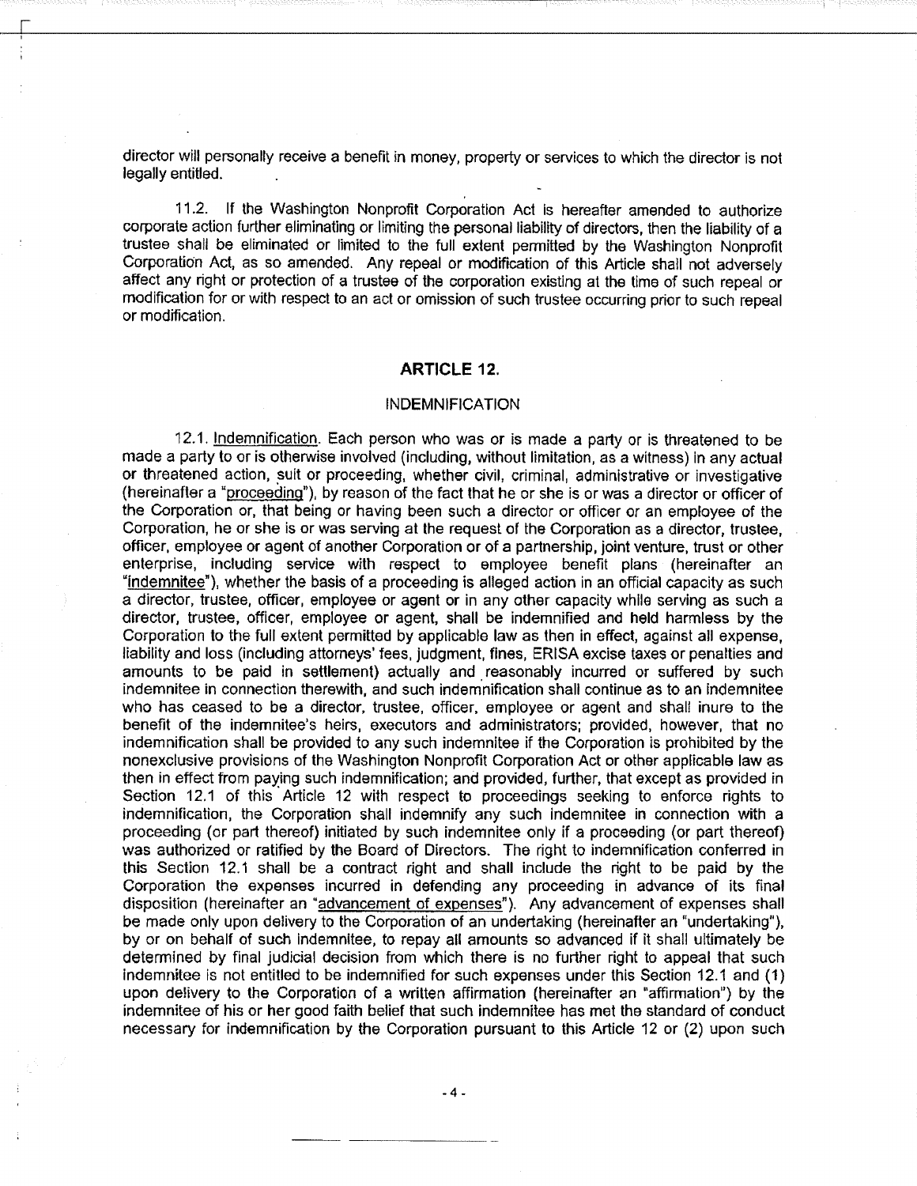director will personally receive a benefit in money, property or services to which the director is not legally entitled.

11.2. If the Washington Nonprofit Corporation Act is hereafter amended to authorize corporate action further eliminating or limiting the personal liability of directors, then the liability of a trustee shall be eliminated or limited to the full extent permitted by the Washington Nonprofit Corporation Act, as so amended. Any repeal or modification of this Article shall not adversely affect any right or protection of a trustee of the corporation existing at the time of such repeal or modification for or with respect to an act or omission of such trustee occurring prior to such repeal or modification.

## ARTICLE 12.

### INDEMNIFICATION

12.1. Indemnification. Each person who was or is made a party or is threatened to be made a party to or is otherwise involved (including, without limitation, as a witness) in any actual or threatened action, suit or proceeding, whether civil, criminal, administrative or investigative (hereinafter a "proceeding"), by reason of the fact that he or she is or was a director or officer of the Corporation or, that being or having been such a director or officer or an employee of the Corporation, he or she is or was serving at the request of the Corporation as a director, trustee, officer, employee or agent of another Corporation or of a partnership, joint venture, trust or other enterprise, including service with respect to employee benefit plans (hereinafter an "indemnitee"), whether the basis of a proceeding is alleged action in an official capacity as such a director, trustee, officer, employee or agent or in any other capacity while serving as such a director, trustee, officer, employee or agent, shall be indemnified and held harmless by the Corporation to the full extent permitted by applicable law as then in effect, against all expense, liability and loss (including attorneys' fees, judgment, fines, ERISA excise taxes or penalties and amounts to be paid in settlement) actually and reasonably incurred or suffered by such indemnitee in connection therewith, and such indemnification shall continue as to an indemnitee who has ceased to be a director, trustee, officer, employee or agent and shall inure to the benefit of the indemnitee's heirs, executors and administrators; provided, however, that no indemnification shall be provided to any such indemnitee if the Corporation is prohibited by the nonexclusive provisions of the Washington Nonprofit Corporation Act or other applicable law as then in effect from paying such indemnification; and provided, further, that except as provided in Section 12.1 of this Article 12 with respect to proceedings seeking to enforce rights to indemnification, the Corporation shall indemnify any such indemnitee in connection with a proceeding (or part thereof) initiated by such indemnitee only if a proceeding (or part thereof) was authorized or ratified by the Board of Directors. The right to indemnification conferred in this Section 12.1 shall be a contract right and shall include the right to be paid by the Corporation the expenses incurred in defending any proceeding in advance of its final disposition (hereinafter an "advancement of expenses"). Any advancement of expenses shall be made only upon delivery to the Corporation of an undertaking (hereinafter an "undertaking"), by or on behalf of such indemnitee, to repay all amounts so advanced if it shall ultimately be determined by final judicial decision from which there is no further right to appeal that such indemnitee is not entitled to be indemnified for such expenses under this Section 12.1 and (1) upon delivery to the Corporation of a written affirmation (hereinafter an "affirmation") by the indemnitee of his or her good faith belief that such indemnitee has met the standard of conduct necessary for indemnification by the Corporation pursuant to this Article 12 or (2) upon such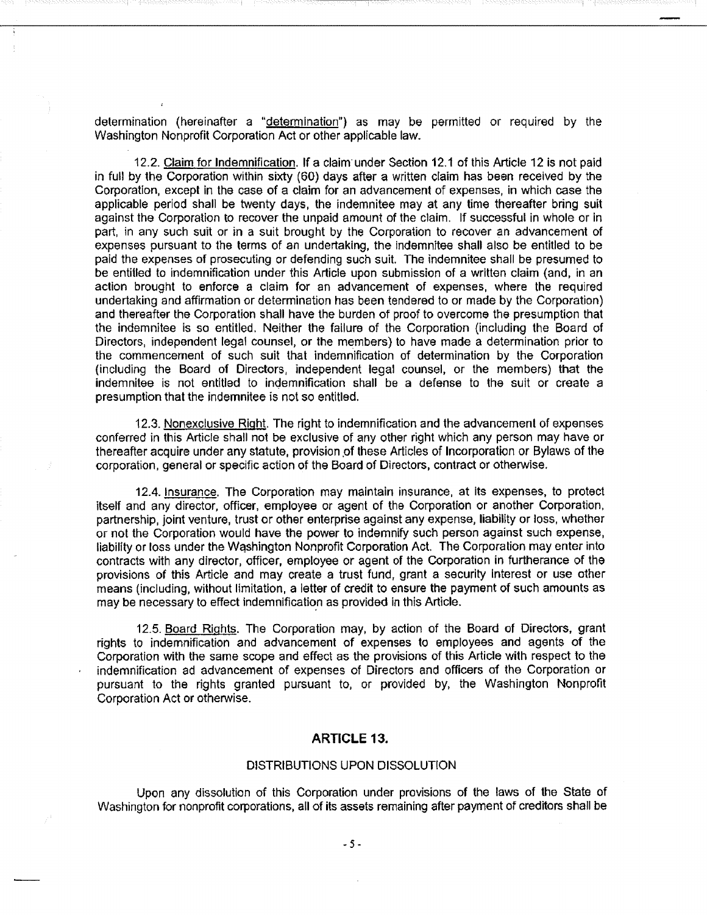determination (hereinafter a "determination") as may be permitted or required by the Washington Nonprofit Corporation Act or other applicable law.

12.2. Claim for Indemnification. If a claim under Section 12.1 of this Article 12 is not paid in full by the Corporation within sixty (60) days after a written claim has been received by the Corporation, except in the case of a claim for an advancement of expenses, in which case the applicable period shall be twenty days, the indemnitee may at any time thereafter bring suit against the Corporation to recover the unpaid amount of the claim. If successful in whole or in part, in any such suit or in a suit brought by the Corporation to recover an advancement of expenses pursuant to the terms of an undertaking, the indemnitee shall also be entitled to be paid the expenses of prosecuting or defending such suit. The indemnitee shall be presumed to be entitled to indemnification under this Article upon submission of a written claim (and, in an action brought to enforce a claim for an advancement of expenses, where the required undertaking and affirmation or determination has been tendered to or made by the Corporation) and thereafter the Corporation shall have the burden of proof to overcome the presumption that the indemnitee is so entitled. Neither the failure of the Corporation (including the Board of Directors, independent legal counsel, or the members) to have made a determination prior to the commencement of such suit that indemnification of determination by the Corporation (including the Board of Directors, independent legal counsel, or the members) that the indemnitee is not entitled to indemnification shall be a defense to the suit or create a presumption that the indemnitee is not so entitled.

12.3. Nonexclusive Right. The right to indemnification and the advancement of expenses conferred in this Article shall not be exclusive of any other right which any person may have or thereafter acquire under any statute, provision of these Articles of Incorporation or Bylaws of the corporation, general or specific action of the Board of Directors, contract or otherwise.

12.4. Insurance. The Corporation may maintain insurance, at its expenses, to protect itself and any director, officer, employee or agent of the Corporation or another Corporation, partnership, joint venture, trust or other enterprise against any expense, liability or loss, whether or not the Corporation would have the power to indemnify such person against such expense, liability or loss under the Washington Nonprofit Corporation Act. The Corporation may enter into contracts with any director, officer, employee or agent of the Corporation in furtherance of the provisions of this Article and may create a trust fund, grant a security interest or use other means (including, without limitation, a letter of credit to ensure the payment of such amounts as may be necessary to effect indemnification as provided in this Article.

12.5. Board Rights. The Corporation may, by action of the Board of Directors, grant rights to indemnification and advancement of expenses to employees and agents of the Corporation with the same scope and effect as the provisions of this Article with respect to the indemnification ad advancement of expenses of Directors and officers of the Corporation or pursuant to the rights granted pursuant to, or provided by, the Washington Nonprofit Corporation Act or otherwise.

## ARTICLE 13.

### DISTRIBUTIONS UPON DISSOLUTION

Upon any dissolution of this Corporation under provisions of the laws of the State of Washington for nonprofit corporations, all of its assets remaining after payment of creditors shall be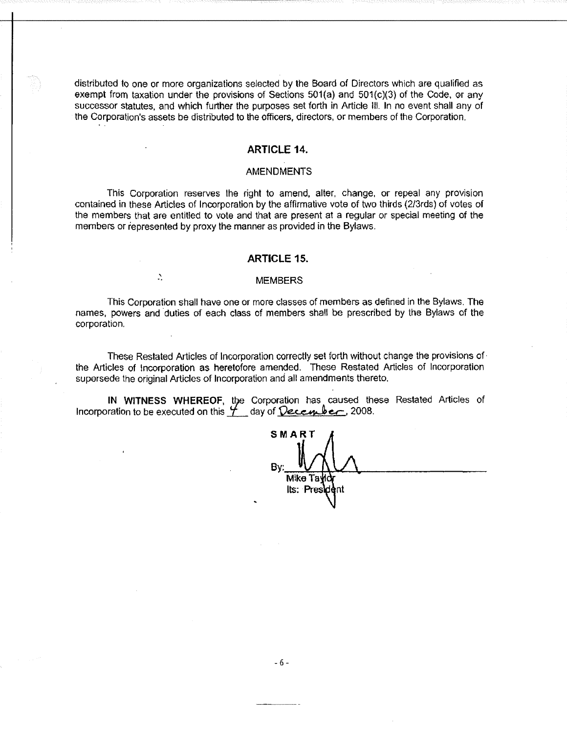distributed to one or more organizations selected by the Board of Directors which are qualified as exempt from taxation under the provisions of Sections 501(a) and 501(c)(3) of the Code, or any successor statutes, and which further the purposes set forth in Article III. In no event shall any of the Corporation's assets be distributed to the officers, directors, or members of the Corporation.

## ARTICLE 14.

AMENDMENTS

This Corporation reserves the right to amend, alter, change, or repeal any provision contained in these Articles of Incorporation by the affirmative vote of two thirds (2/3rds) of votes of the members that are entitled to vote and that are present at a regular or special meeting of the members or represented by proxy the manner as provided in the Bylaws.

## ARTICLE 15.

MEMBERS

This Corporation shall have one or more classes of members as defined in the Bylaws. The names, powers and duties of each class of members shall be prescribed by the Bylaws of the corporation.

These Restated Articles of Incorporation correctly set forth without change the provisions of the Articles of Incorporation as heretofore amended. These Restated Articles of Incorporation supersede the original Articles of Incorporation and all amendments thereto.

**IN WITNESS WHEREOF,** the Corporation has caused these Restated Articles of Incorporation to be executed on this 4 day of December, 2008.

SMART

By: ____________________
Mike Taylor
Its: President